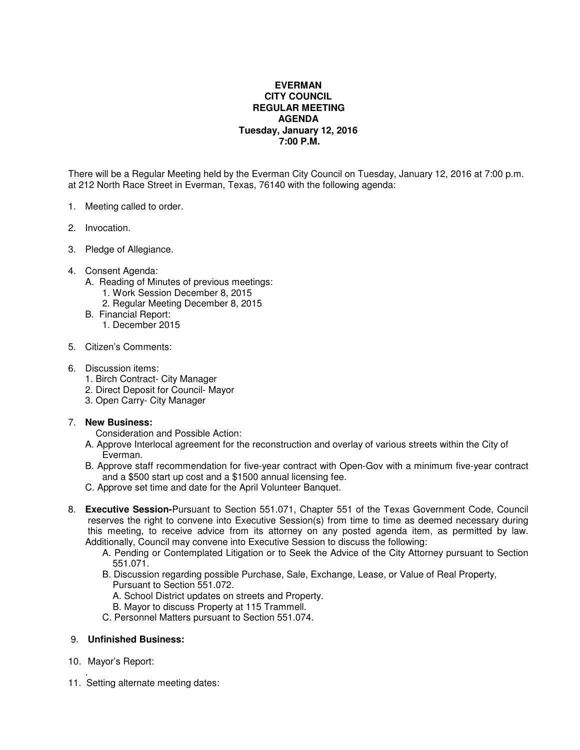# EVERMAN
# CITY COUNCIL
# REGULAR MEETING
# AGENDA
## Tuesday, January 12, 2016
## 7:00 P.M.

There will be a Regular Meeting held by the Everman City Council on Tuesday, January 12, 2016 at 7:00 p.m. at 212 North Race Street in Everman, Texas, 76140 with the following agenda:

1. Meeting called to order.

2. Invocation.

3. Pledge of Allegiance.

4. Consent Agenda:
   - A. Reading of Minutes of previous meetings:
     1. Work Session December 8, 2015
     2. Regular Meeting December 8, 2015
   - B. Financial Report:
     1. December 2015

5. Citizen's Comments:

6. Discussion items:
   1. Birch Contract- City Manager
   2. Direct Deposit for Council- Mayor
   3. Open Carry- City Manager

7. **New Business:**

   Consideration and Possible Action:
   - A. Approve Interlocal agreement for the reconstruction and overlay of various streets within the City of Everman.
   - B. Approve staff recommendation for five-year contract with Open-Gov with a minimum five-year contract and a $500 start up cost and a $1500 annual licensing fee.
   - C. Approve set time and date for the April Volunteer Banquet.

8. **Executive Session-**Pursuant to Section 551.071, Chapter 551 of the Texas Government Code, Council reserves the right to convene into Executive Session(s) from time to time as deemed necessary during this meeting, to receive advice from its attorney on any posted agenda item, as permitted by law. Additionally, Council may convene into Executive Session to discuss the following:
   - A. Pending or Contemplated Litigation or to Seek the Advice of the City Attorney pursuant to Section 551.071.
   - B. Discussion regarding possible Purchase, Sale, Exchange, Lease, or Value of Real Property, Pursuant to Section 551.072.
     - A. School District updates on streets and Property.
     - B. Mayor to discuss Property at 115 Trammell.
   - C. Personnel Matters pursuant to Section 551.074.

9. **Unfinished Business:**

10. Mayor's Report:

11. Setting alternate meeting dates: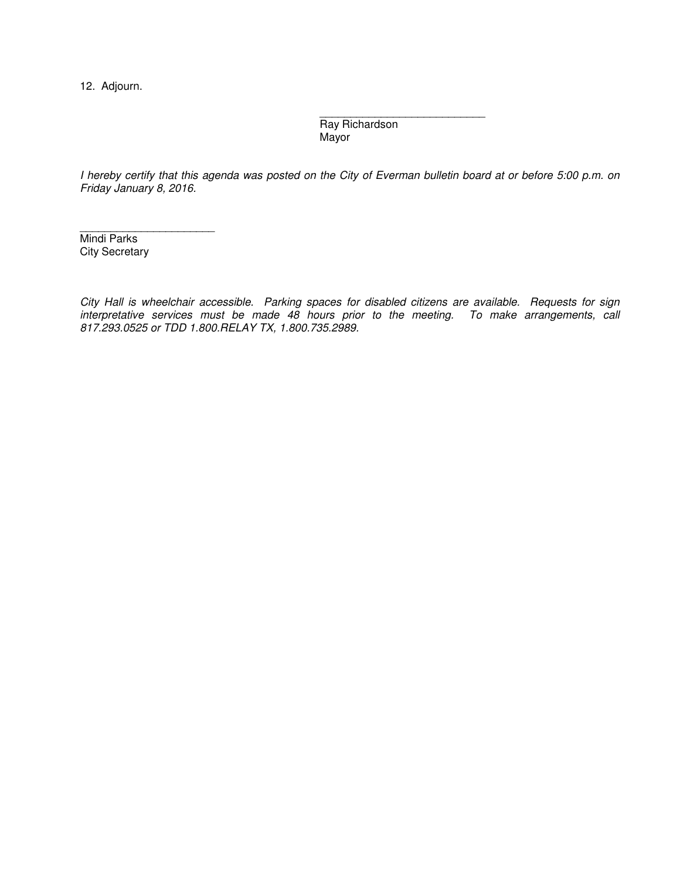12. Adjourn.

\_\_\_\_\_\_\_\_\_\_\_\_\_\_\_\_\_\_\_\_\_\_\_\_\_\_\_\_

Ray Richardson
Mayor

*I hereby certify that this agenda was posted on the City of Everman bulletin board at or before 5:00 p.m. on Friday January 8, 2016.*

\_\_\_\_\_\_\_\_\_\_\_\_\_\_\_\_\_\_\_\_\_\_\_\_

Mindi Parks
City Secretary

*City Hall is wheelchair accessible. Parking spaces for disabled citizens are available. Requests for sign interpretative services must be made 48 hours prior to the meeting. To make arrangements, call 817.293.0525 or TDD 1.800.RELAY TX, 1.800.735.2989.*